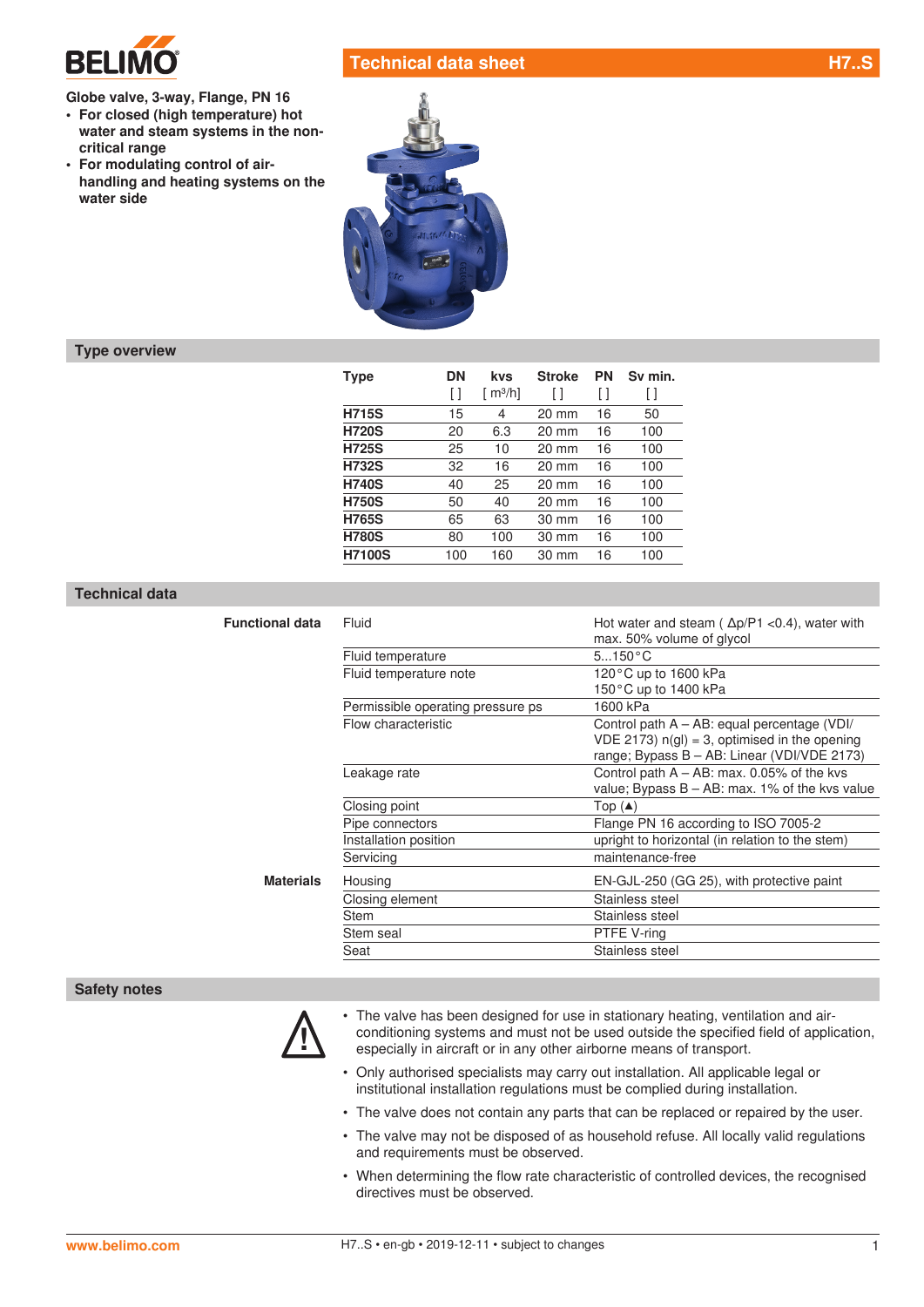# Technical data sheet H7..S

**Globe valve, 3-way, Flange, PN 16**

- **For closed (high temperature) hot water and steam systems in the non-critical range**
- **For modulating control of air-handling and heating systems on the water side**

## Type overview

| Type | DN<br>[ ] | kvs<br>[ m³/h] | Stroke<br>[ ] | PN<br>[ ] | Sv min.<br>[ ] |
|---|---|---|---|---|---|
| **H715S** | 15 | 4 | 20 mm | 16 | 50 |
| **H720S** | 20 | 6.3 | 20 mm | 16 | 100 |
| **H725S** | 25 | 10 | 20 mm | 16 | 100 |
| **H732S** | 32 | 16 | 20 mm | 16 | 100 |
| **H740S** | 40 | 25 | 20 mm | 16 | 100 |
| **H750S** | 50 | 40 | 20 mm | 16 | 100 |
| **H765S** | 65 | 63 | 30 mm | 16 | 100 |
| **H780S** | 80 | 100 | 30 mm | 16 | 100 |
| **H7100S** | 100 | 160 | 30 mm | 16 | 100 |

## Technical data

| | | |
|---|---|---|
| **Functional data** | Fluid | Hot water and steam ( Δp/P1 <0.4), water with max. 50% volume of glycol |
| | Fluid temperature | 5...150°C |
| | Fluid temperature note | 120°C up to 1600 kPa<br>150°C up to 1400 kPa |
| | Permissible operating pressure ps | 1600 kPa |
| | Flow characteristic | Control path A – AB: equal percentage (VDI/VDE 2173) n(gl) = 3, optimised in the opening range; Bypass B – AB: Linear (VDI/VDE 2173) |
| | Leakage rate | Control path A – AB: max. 0.05% of the kvs value; Bypass B – AB: max. 1% of the kvs value |
| | Closing point | Top (▲) |
| | Pipe connectors | Flange PN 16 according to ISO 7005-2 |
| | Installation position | upright to horizontal (in relation to the stem) |
| | Servicing | maintenance-free |
| **Materials** | Housing | EN-GJL-250 (GG 25), with protective paint |
| | Closing element | Stainless steel |
| | Stem | Stainless steel |
| | Stem seal | PTFE V-ring |
| | Seat | Stainless steel |

## Safety notes

- The valve has been designed for use in stationary heating, ventilation and air-conditioning systems and must not be used outside the specified field of application, especially in aircraft or in any other airborne means of transport.
- Only authorised specialists may carry out installation. All applicable legal or institutional installation regulations must be complied during installation.
- The valve does not contain any parts that can be replaced or repaired by the user.
- The valve may not be disposed of as household refuse. All locally valid regulations and requirements must be observed.
- When determining the flow rate characteristic of controlled devices, the recognised directives must be observed.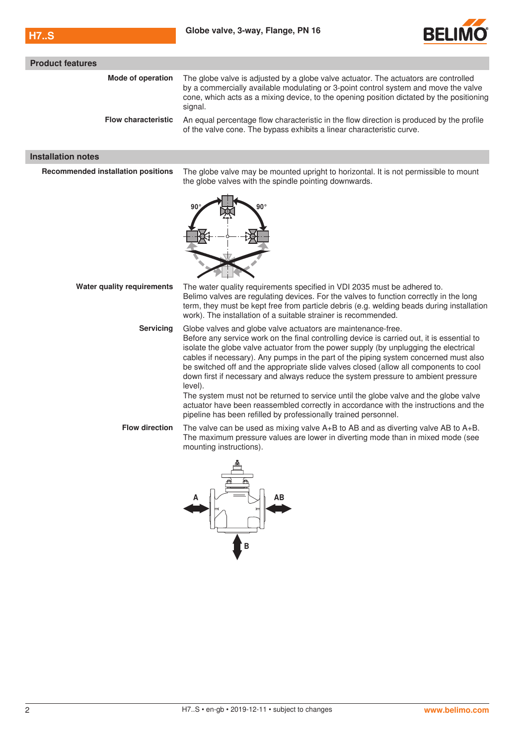## Product features

**Mode of operation**

The globe valve is adjusted by a globe valve actuator. The actuators are controlled by a commercially available modulating or 3-point control system and move the valve cone, which acts as a mixing device, to the opening position dictated by the positioning signal.

**Flow characteristic**

An equal percentage flow characteristic in the flow direction is produced by the profile of the valve cone. The bypass exhibits a linear characteristic curve.

## Installation notes

**Recommended installation positions**

The globe valve may be mounted upright to horizontal. It is not permissible to mount the globe valves with the spindle pointing downwards.

**Water quality requirements**

The water quality requirements specified in VDI 2035 must be adhered to.
Belimo valves are regulating devices. For the valves to function correctly in the long term, they must be kept free from particle debris (e.g. welding beads during installation work). The installation of a suitable strainer is recommended.

**Servicing**

Globe valves and globe valve actuators are maintenance-free.
Before any service work on the final controlling device is carried out, it is essential to isolate the globe valve actuator from the power supply (by unplugging the electrical cables if necessary). Any pumps in the part of the piping system concerned must also be switched off and the appropriate slide valves closed (allow all components to cool down first if necessary and always reduce the system pressure to ambient pressure level).
The system must not be returned to service until the globe valve and the globe valve actuator have been reassembled correctly in accordance with the instructions and the pipeline has been refilled by professionally trained personnel.

**Flow direction**

The valve can be used as mixing valve A+B to AB and as diverting valve AB to A+B. The maximum pressure values are lower in diverting mode than in mixed mode (see mounting instructions).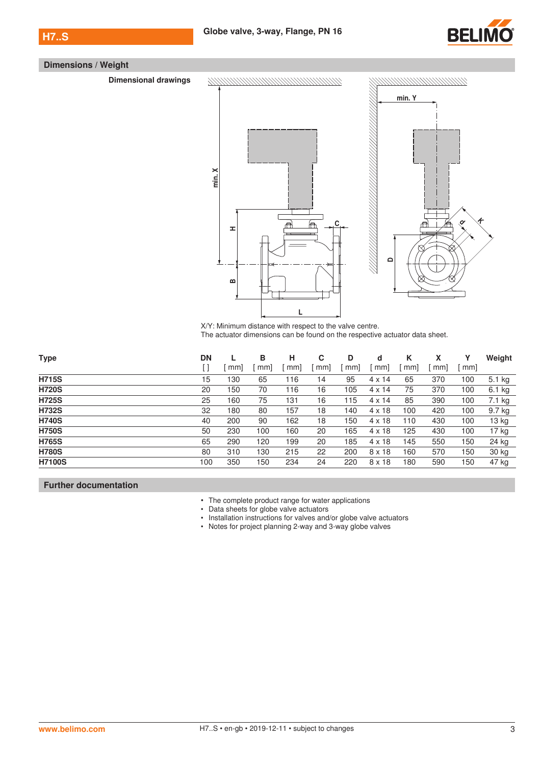## Dimensions / Weight

### Dimensional drawings

min. X
min. Y
H
B
C
L
D
d
K

X/Y: Minimum distance with respect to the valve centre.
The actuator dimensions can be found on the respective actuator data sheet.

| Type | DN [ ] | L [ mm] | B [ mm] | H [ mm] | C [ mm] | D [ mm] | d [ mm] | K [ mm] | X [ mm] | Y [ mm] | Weight |
|---|---|---|---|---|---|---|---|---|---|---|---|
| **H715S** | 15 | 130 | 65 | 116 | 14 | 95 | 4 x 14 | 65 | 370 | 100 | 5.1 kg |
| **H720S** | 20 | 150 | 70 | 116 | 16 | 105 | 4 x 14 | 75 | 370 | 100 | 6.1 kg |
| **H725S** | 25 | 160 | 75 | 131 | 16 | 115 | 4 x 14 | 85 | 390 | 100 | 7.1 kg |
| **H732S** | 32 | 180 | 80 | 157 | 18 | 140 | 4 x 18 | 100 | 420 | 100 | 9.7 kg |
| **H740S** | 40 | 200 | 90 | 162 | 18 | 150 | 4 x 18 | 110 | 430 | 100 | 13 kg |
| **H750S** | 50 | 230 | 100 | 160 | 20 | 165 | 4 x 18 | 125 | 430 | 100 | 17 kg |
| **H765S** | 65 | 290 | 120 | 199 | 20 | 185 | 4 x 18 | 145 | 550 | 150 | 24 kg |
| **H780S** | 80 | 310 | 130 | 215 | 22 | 200 | 8 x 18 | 160 | 570 | 150 | 30 kg |
| **H7100S** | 100 | 350 | 150 | 234 | 24 | 220 | 8 x 18 | 180 | 590 | 150 | 47 kg |

## Further documentation

- The complete product range for water applications
- Data sheets for globe valve actuators
- Installation instructions for valves and/or globe valve actuators
- Notes for project planning 2-way and 3-way globe valves